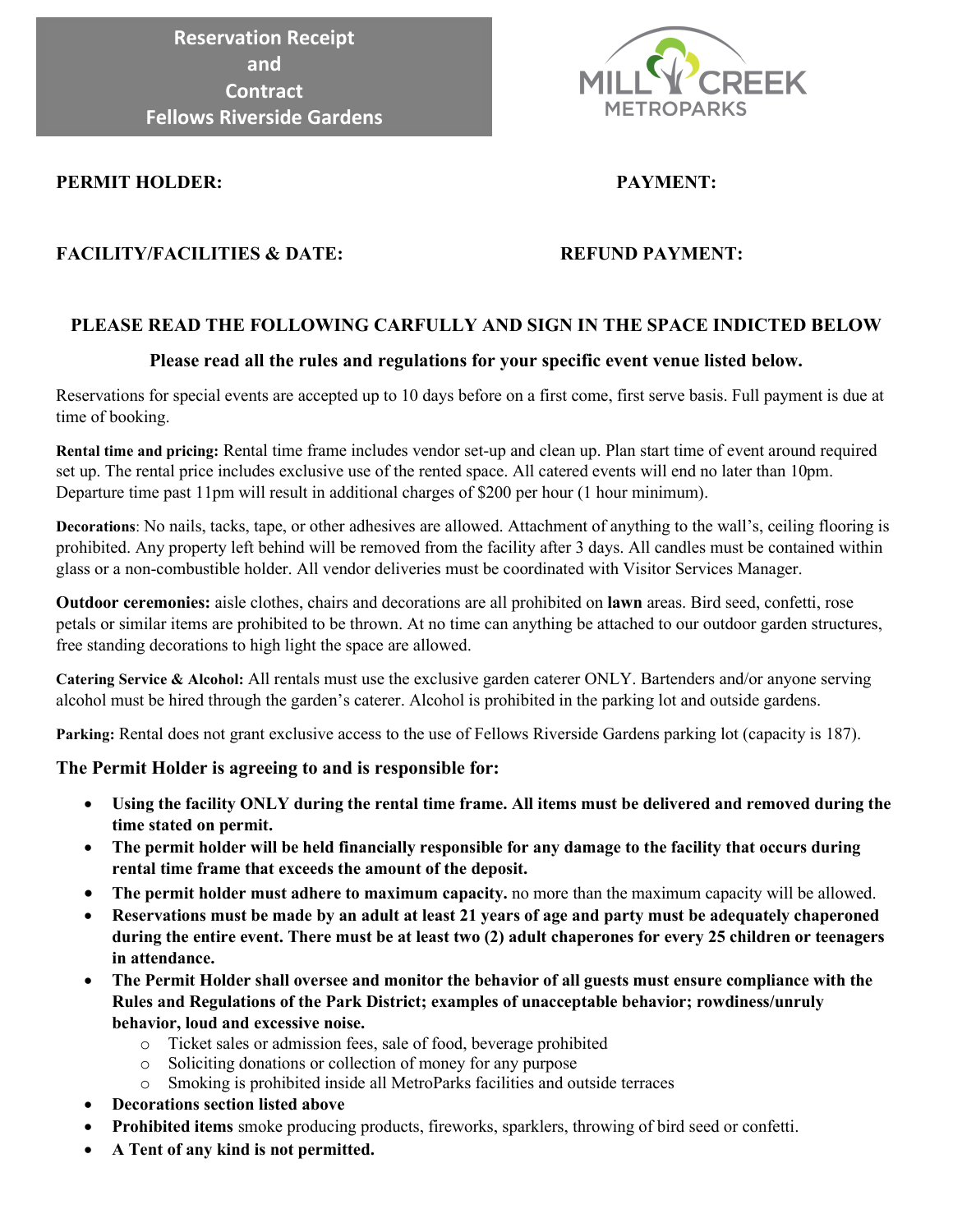# Reservation Receipt and Contract Fellows Riverside Gardens

MILL CREEK METROPARKS

**PERMIT HOLDER:**

**PAYMENT:**

**FACILITY/FACILITIES & DATE:**

**REFUND PAYMENT:**

**PLEASE READ THE FOLLOWING CARFULLY AND SIGN IN THE SPACE INDICTED BELOW**

**Please read all the rules and regulations for your specific event venue listed below.**

Reservations for special events are accepted up to 10 days before on a first come, first serve basis. Full payment is due at time of booking.

**Rental time and pricing:** Rental time frame includes vendor set-up and clean up. Plan start time of event around required set up. The rental price includes exclusive use of the rented space. All catered events will end no later than 10pm. Departure time past 11pm will result in additional charges of $200 per hour (1 hour minimum).

**Decorations**: No nails, tacks, tape, or other adhesives are allowed. Attachment of anything to the wall's, ceiling flooring is prohibited. Any property left behind will be removed from the facility after 3 days. All candles must be contained within glass or a non-combustible holder. All vendor deliveries must be coordinated with Visitor Services Manager.

**Outdoor ceremonies:** aisle clothes, chairs and decorations are all prohibited on **lawn** areas. Bird seed, confetti, rose petals or similar items are prohibited to be thrown. At no time can anything be attached to our outdoor garden structures, free standing decorations to high light the space are allowed.

**Catering Service & Alcohol:** All rentals must use the exclusive garden caterer ONLY. Bartenders and/or anyone serving alcohol must be hired through the garden's caterer. Alcohol is prohibited in the parking lot and outside gardens.

**Parking:** Rental does not grant exclusive access to the use of Fellows Riverside Gardens parking lot (capacity is 187).

**The Permit Holder is agreeing to and is responsible for:**

- **Using the facility ONLY during the rental time frame. All items must be delivered and removed during the time stated on permit.**
- **The permit holder will be held financially responsible for any damage to the facility that occurs during rental time frame that exceeds the amount of the deposit.**
- **The permit holder must adhere to maximum capacity.** no more than the maximum capacity will be allowed.
- **Reservations must be made by an adult at least 21 years of age and party must be adequately chaperoned during the entire event. There must be at least two (2) adult chaperones for every 25 children or teenagers in attendance.**
- **The Permit Holder shall oversee and monitor the behavior of all guests must ensure compliance with the Rules and Regulations of the Park District; examples of unacceptable behavior; rowdiness/unruly behavior, loud and excessive noise.**
  - Ticket sales or admission fees, sale of food, beverage prohibited
  - Soliciting donations or collection of money for any purpose
  - Smoking is prohibited inside all MetroParks facilities and outside terraces
- **Decorations section listed above**
- **Prohibited items** smoke producing products, fireworks, sparklers, throwing of bird seed or confetti.
- **A Tent of any kind is not permitted.**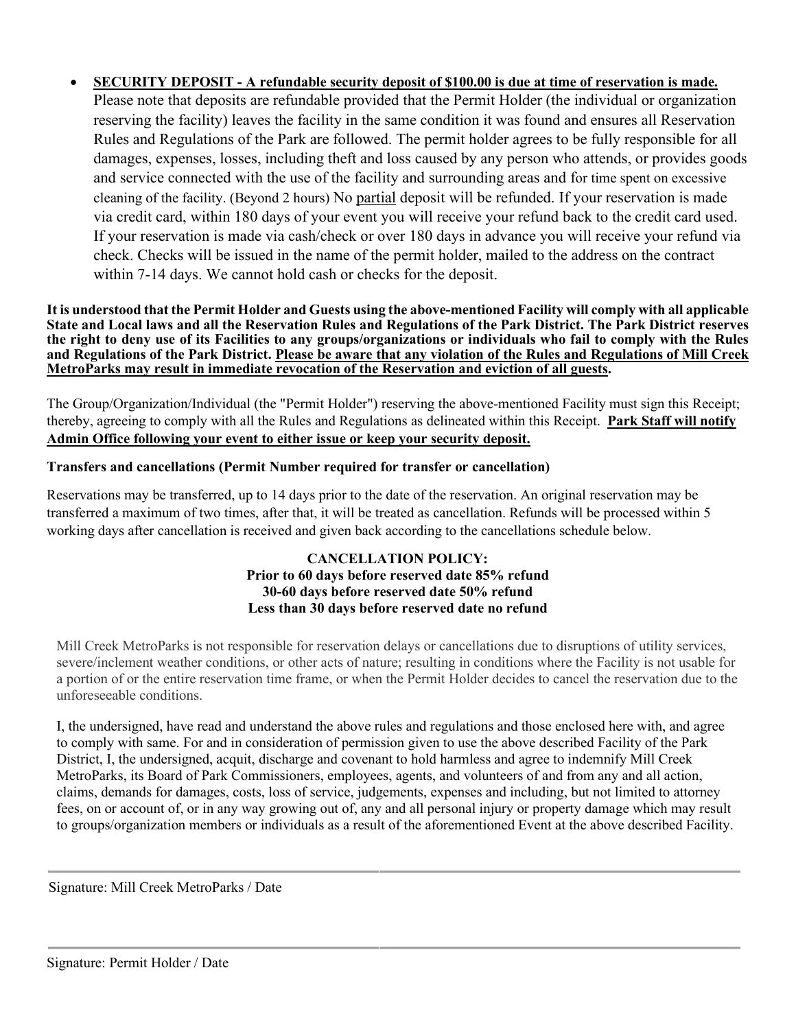- **SECURITY DEPOSIT - A refundable security deposit of $100.00 is due at time of reservation is made.** Please note that deposits are refundable provided that the Permit Holder (the individual or organization reserving the facility) leaves the facility in the same condition it was found and ensures all Reservation Rules and Regulations of the Park are followed. The permit holder agrees to be fully responsible for all damages, expenses, losses, including theft and loss caused by any person who attends, or provides goods and service connected with the use of the facility and surrounding areas and for time spent on excessive cleaning of the facility. (Beyond 2 hours) No partial deposit will be refunded. If your reservation is made via credit card, within 180 days of your event you will receive your refund back to the credit card used. If your reservation is made via cash/check or over 180 days in advance you will receive your refund via check. Checks will be issued in the name of the permit holder, mailed to the address on the contract within 7-14 days. We cannot hold cash or checks for the deposit.

**It is understood that the Permit Holder and Guests using the above-mentioned Facility will comply with all applicable State and Local laws and all the Reservation Rules and Regulations of the Park District. The Park District reserves the right to deny use of its Facilities to any groups/organizations or individuals who fail to comply with the Rules and Regulations of the Park District. Please be aware that any violation of the Rules and Regulations of Mill Creek MetroParks may result in immediate revocation of the Reservation and eviction of all guests.**

The Group/Organization/Individual (the "Permit Holder") reserving the above-mentioned Facility must sign this Receipt; thereby, agreeing to comply with all the Rules and Regulations as delineated within this Receipt. **Park Staff will notify Admin Office following your event to either issue or keep your security deposit.**

**Transfers and cancellations (Permit Number required for transfer or cancellation)**

Reservations may be transferred, up to 14 days prior to the date of the reservation. An original reservation may be transferred a maximum of two times, after that, it will be treated as cancellation. Refunds will be processed within 5 working days after cancellation is received and given back according to the cancellations schedule below.

**CANCELLATION POLICY:**
**Prior to 60 days before reserved date 85% refund**
**30-60 days before reserved date 50% refund**
**Less than 30 days before reserved date no refund**

Mill Creek MetroParks is not responsible for reservation delays or cancellations due to disruptions of utility services, severe/inclement weather conditions, or other acts of nature; resulting in conditions where the Facility is not usable for a portion of or the entire reservation time frame, or when the Permit Holder decides to cancel the reservation due to the unforeseeable conditions.

I, the undersigned, have read and understand the above rules and regulations and those enclosed here with, and agree to comply with same. For and in consideration of permission given to use the above described Facility of the Park District, I, the undersigned, acquit, discharge and covenant to hold harmless and agree to indemnify Mill Creek MetroParks, its Board of Park Commissioners, employees, agents, and volunteers of and from any and all action, claims, demands for damages, costs, loss of service, judgements, expenses and including, but not limited to attorney fees, on or account of, or in any way growing out of, any and all personal injury or property damage which may result to groups/organization members or individuals as a result of the aforementioned Event at the above described Facility.

Signature: Mill Creek MetroParks / Date

Signature: Permit Holder / Date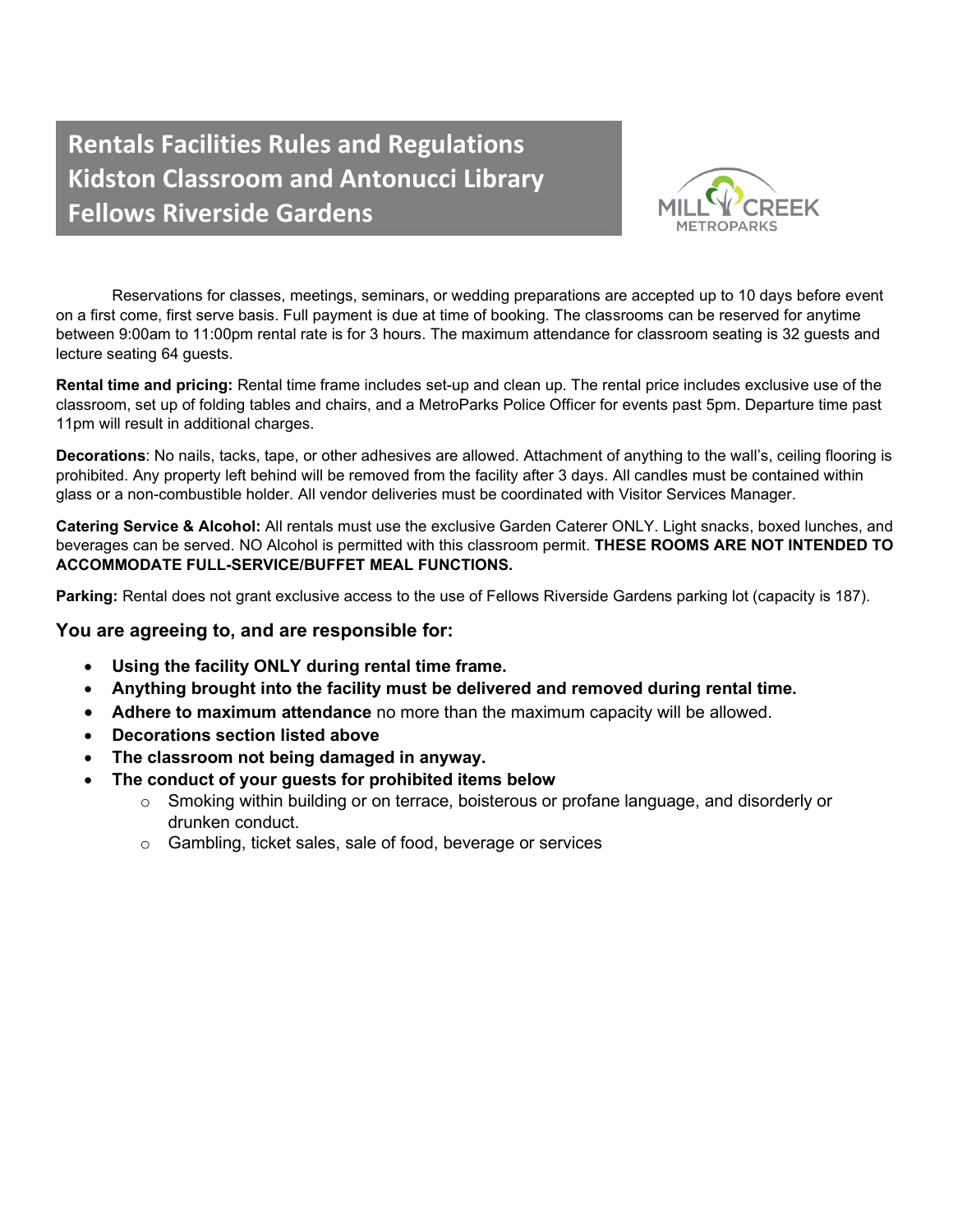# Rentals Facilities Rules and Regulations Kidston Classroom and Antonucci Library Fellows Riverside Gardens

Reservations for classes, meetings, seminars, or wedding preparations are accepted up to 10 days before event on a first come, first serve basis. Full payment is due at time of booking. The classrooms can be reserved for anytime between 9:00am to 11:00pm rental rate is for 3 hours. The maximum attendance for classroom seating is 32 guests and lecture seating 64 guests.

**Rental time and pricing:** Rental time frame includes set-up and clean up. The rental price includes exclusive use of the classroom, set up of folding tables and chairs, and a MetroParks Police Officer for events past 5pm. Departure time past 11pm will result in additional charges.

**Decorations**: No nails, tacks, tape, or other adhesives are allowed. Attachment of anything to the wall's, ceiling flooring is prohibited. Any property left behind will be removed from the facility after 3 days. All candles must be contained within glass or a non-combustible holder. All vendor deliveries must be coordinated with Visitor Services Manager.

**Catering Service & Alcohol:** All rentals must use the exclusive Garden Caterer ONLY. Light snacks, boxed lunches, and beverages can be served. NO Alcohol is permitted with this classroom permit. **THESE ROOMS ARE NOT INTENDED TO ACCOMMODATE FULL-SERVICE/BUFFET MEAL FUNCTIONS.**

**Parking:** Rental does not grant exclusive access to the use of Fellows Riverside Gardens parking lot (capacity is 187).

### You are agreeing to, and are responsible for:

- **Using the facility ONLY during rental time frame.**
- **Anything brought into the facility must be delivered and removed during rental time.**
- **Adhere to maximum attendance** no more than the maximum capacity will be allowed.
- **Decorations section listed above**
- **The classroom not being damaged in anyway.**
- **The conduct of your guests for prohibited items below**
  - Smoking within building or on terrace, boisterous or profane language, and disorderly or drunken conduct.
  - Gambling, ticket sales, sale of food, beverage or services